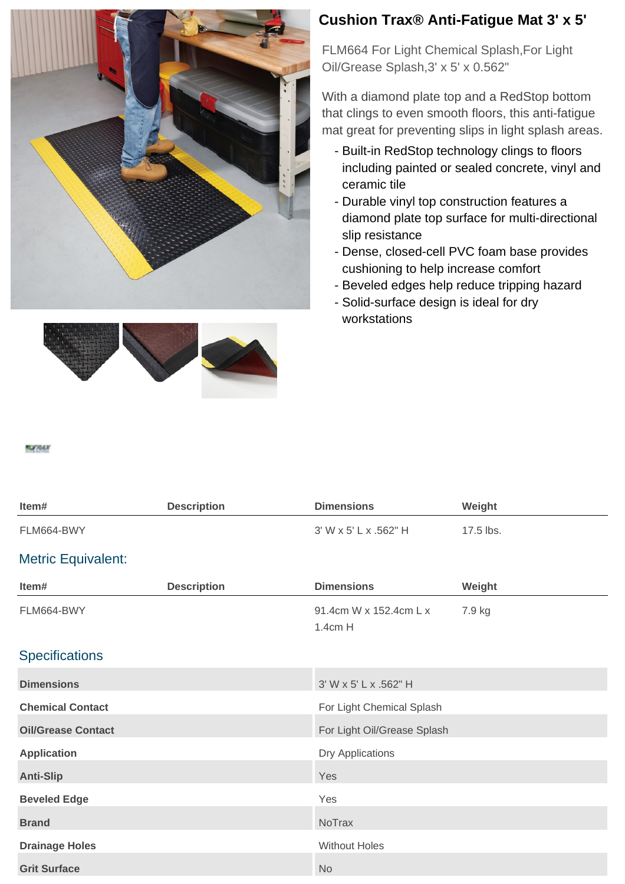# Cushion Trax® Anti-Fatigue Mat 3' x 5'

FLM664 For Light Chemical Splash,For Light Oil/Grease Splash,3' x 5' x 0.562"

With a diamond plate top and a RedStop bottom that clings to even smooth floors, this anti-fatigue mat great for preventing slips in light splash areas.

- Built-in RedStop technology clings to floors including painted or sealed concrete, vinyl and ceramic tile
- Durable vinyl top construction features a diamond plate top surface for multi-directional slip resistance
- Dense, closed-cell PVC foam base provides cushioning to help increase comfort
- Beveled edges help reduce tripping hazard
- Solid-surface design is ideal for dry workstations

| Item# | Description | Dimensions | Weight |
|---|---|---|---|
| FLM664-BWY | | 3' W x 5' L x .562" H | 17.5 lbs. |

## Metric Equivalent:

| Item# | Description | Dimensions | Weight |
|---|---|---|---|
| FLM664-BWY | | 91.4cm W x 152.4cm L x 1.4cm H | 7.9 kg |

## Specifications

| | |
|---|---|
| **Dimensions** | 3' W x 5' L x .562" H |
| **Chemical Contact** | For Light Chemical Splash |
| **Oil/Grease Contact** | For Light Oil/Grease Splash |
| **Application** | Dry Applications |
| **Anti-Slip** | Yes |
| **Beveled Edge** | Yes |
| **Brand** | NoTrax |
| **Drainage Holes** | Without Holes |
| **Grit Surface** | No |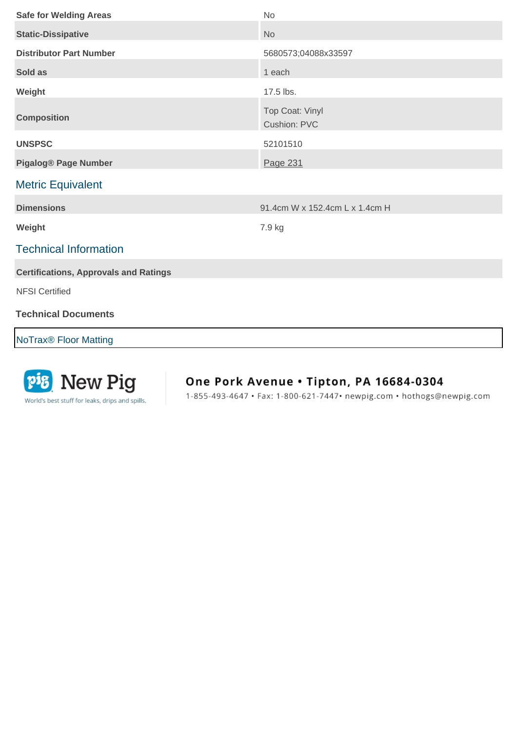| | |
|---|---|
| **Safe for Welding Areas** | No |
| **Static-Dissipative** | No |
| **Distributor Part Number** | 5680573;04088x33597 |
| **Sold as** | 1 each |
| **Weight** | 17.5 lbs. |
| **Composition** | Top Coat: Vinyl<br>Cushion: PVC |
| **UNSPSC** | 52101510 |
| **Pigalog® Page Number** | Page 231 |

## Metric Equivalent

| | |
|---|---|
| **Dimensions** | 91.4cm W x 152.4cm L x 1.4cm H |
| **Weight** | 7.9 kg |

## Technical Information

**Certifications, Approvals and Ratings**

NFSI Certified

**Technical Documents**

NoTrax® Floor Matting

New Pig
World's best stuff for leaks, drips and spills.

**One Pork Avenue • Tipton, PA 16684-0304**
1-855-493-4647 • Fax: 1-800-621-7447• newpig.com • hothogs@newpig.com